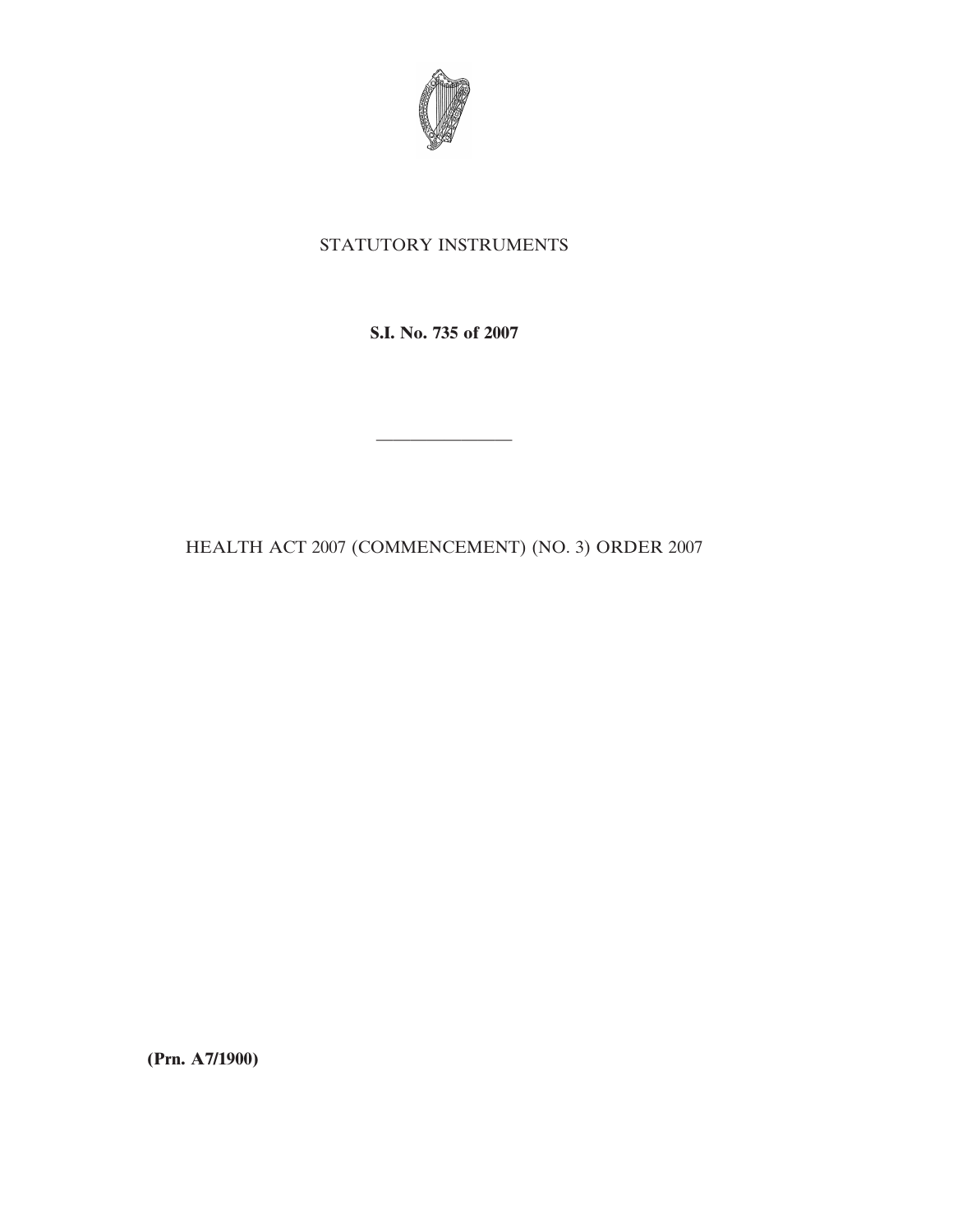STATUTORY INSTRUMENTS

**S.I. No. 735 of 2007**

---

HEALTH ACT 2007 (COMMENCEMENT) (NO. 3) ORDER 2007

**(Prn. A7/1900)**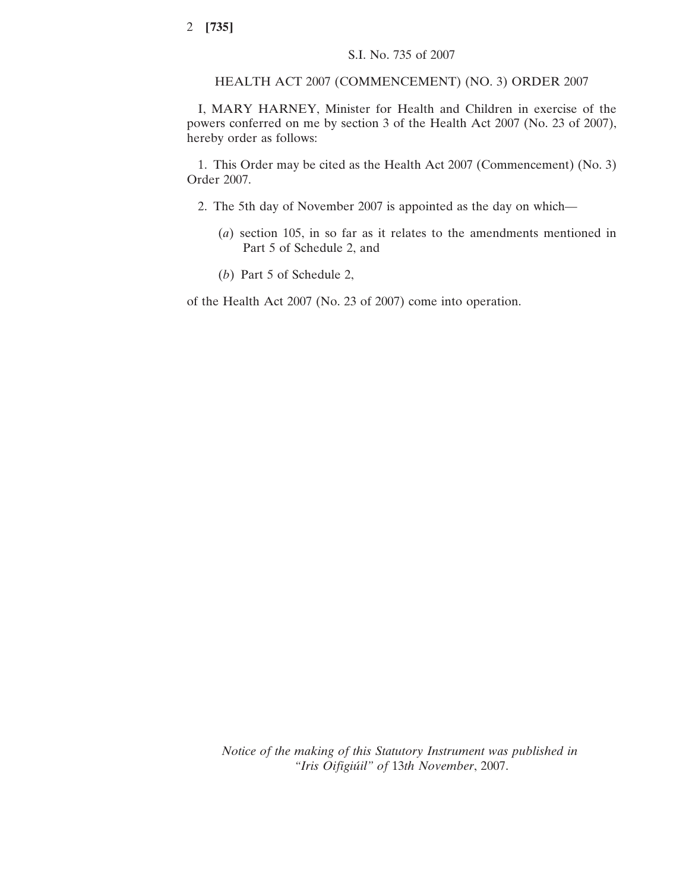S.I. No. 735 of 2007

HEALTH ACT 2007 (COMMENCEMENT) (NO. 3) ORDER 2007

I, MARY HARNEY, Minister for Health and Children in exercise of the powers conferred on me by section 3 of the Health Act 2007 (No. 23 of 2007), hereby order as follows:

1. This Order may be cited as the Health Act 2007 (Commencement) (No. 3) Order 2007.

2. The 5th day of November 2007 is appointed as the day on which—

(*a*) section 105, in so far as it relates to the amendments mentioned in Part 5 of Schedule 2, and

(*b*) Part 5 of Schedule 2,

of the Health Act 2007 (No. 23 of 2007) come into operation.

*Notice of the making of this Statutory Instrument was published in "Iris Oifigiúil" of* 13*th November*, 2007.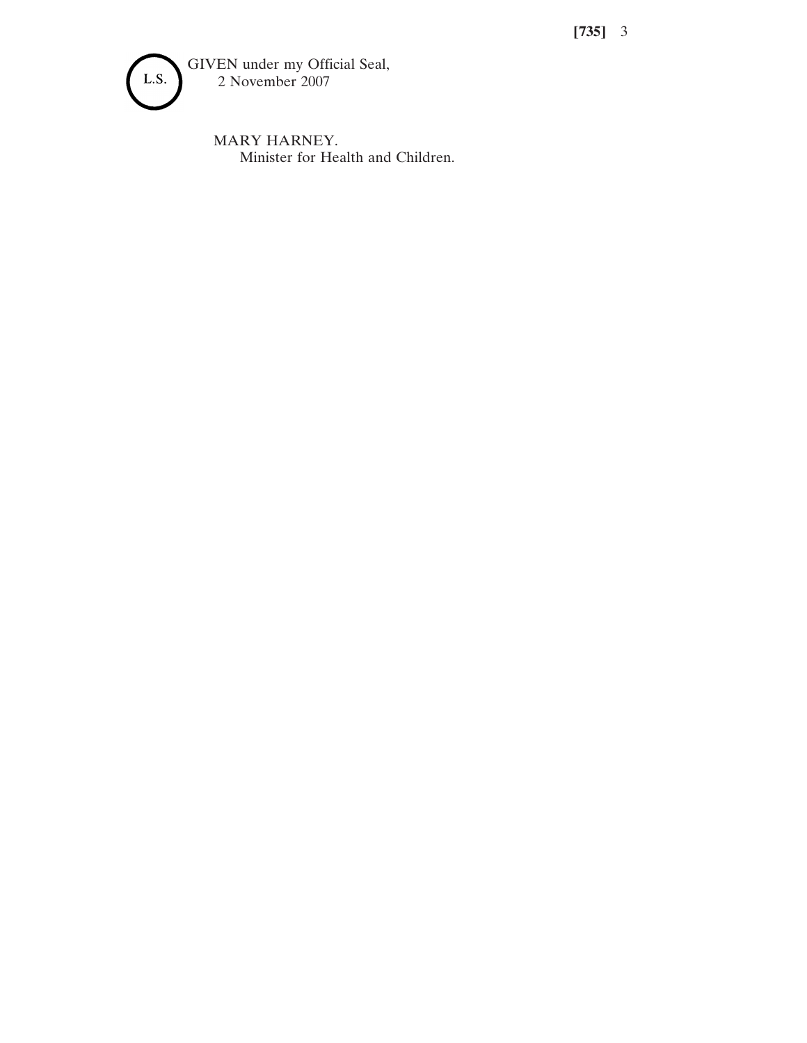L.S.

GIVEN under my Official Seal,
2 November 2007

MARY HARNEY.
Minister for Health and Children.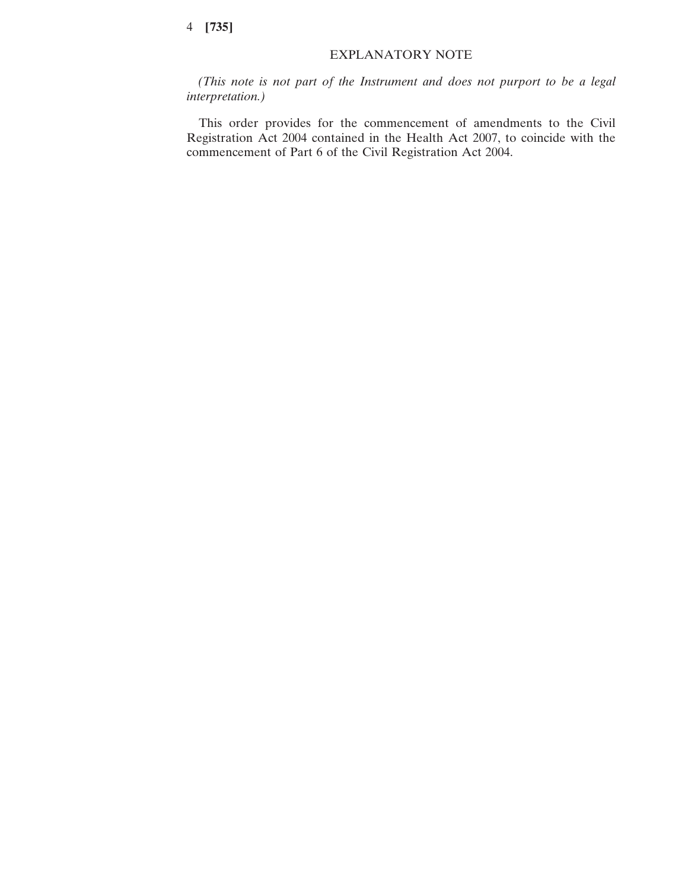## EXPLANATORY NOTE

*(This note is not part of the Instrument and does not purport to be a legal interpretation.)*

This order provides for the commencement of amendments to the Civil Registration Act 2004 contained in the Health Act 2007, to coincide with the commencement of Part 6 of the Civil Registration Act 2004.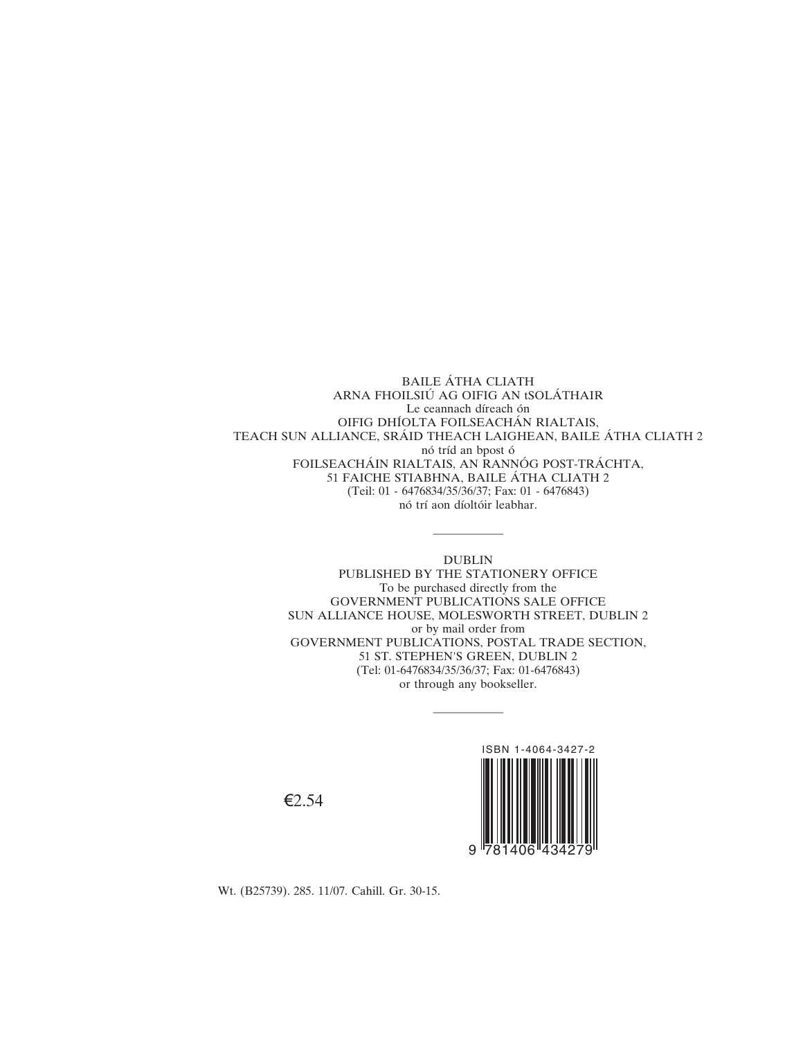BAILE ÁTHA CLIATH
ARNA FHOILSIÚ AG OIFIG AN tSOLÁTHAIR
Le ceannach díreach ón
OIFIG DHÍOLTA FOILSEACHÁN RIALTAIS,
TEACH SUN ALLIANCE, SRÁID THEACH LAIGHEAN, BAILE ÁTHA CLIATH 2
nó tríd an bpost ó
FOILSEACHÁIN RIALTAIS, AN RANNÓG POST-TRÁCHTA,
51 FAICHE STIABHNA, BAILE ÁTHA CLIATH 2
(Teil: 01 - 6476834/35/36/37; Fax: 01 - 6476843)
nó trí aon díoltóir leabhar.

---

DUBLIN
PUBLISHED BY THE STATIONERY OFFICE
To be purchased directly from the
GOVERNMENT PUBLICATIONS SALE OFFICE
SUN ALLIANCE HOUSE, MOLESWORTH STREET, DUBLIN 2
or by mail order from
GOVERNMENT PUBLICATIONS, POSTAL TRADE SECTION,
51 ST. STEPHEN'S GREEN, DUBLIN 2
(Tel: 01-6476834/35/36/37; Fax: 01-6476843)
or through any bookseller.

---

ISBN 1-4064-3427-2

9 781406 434279

€2.54

Wt. (B25739). 285. 11/07. Cahill. Gr. 30-15.